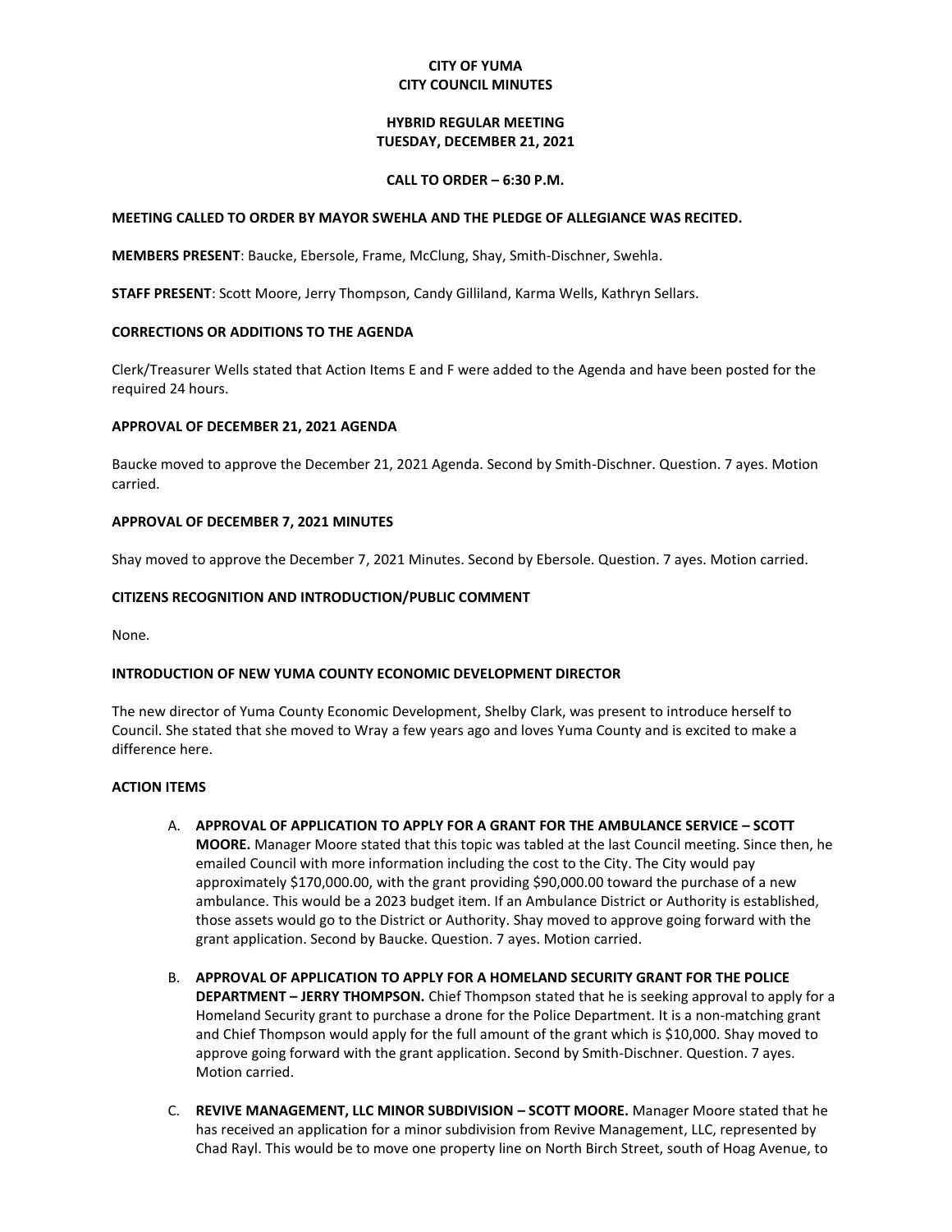**CITY OF YUMA**
**CITY COUNCIL MINUTES**

**HYBRID REGULAR MEETING**
**TUESDAY, DECEMBER 21, 2021**

**CALL TO ORDER – 6:30 P.M.**

**MEETING CALLED TO ORDER BY MAYOR SWEHLA AND THE PLEDGE OF ALLEGIANCE WAS RECITED.**

**MEMBERS PRESENT**: Baucke, Ebersole, Frame, McClung, Shay, Smith-Dischner, Swehla.

**STAFF PRESENT**: Scott Moore, Jerry Thompson, Candy Gilliland, Karma Wells, Kathryn Sellars.

**CORRECTIONS OR ADDITIONS TO THE AGENDA**

Clerk/Treasurer Wells stated that Action Items E and F were added to the Agenda and have been posted for the required 24 hours.

**APPROVAL OF DECEMBER 21, 2021 AGENDA**

Baucke moved to approve the December 21, 2021 Agenda. Second by Smith-Dischner. Question. 7 ayes. Motion carried.

**APPROVAL OF DECEMBER 7, 2021 MINUTES**

Shay moved to approve the December 7, 2021 Minutes. Second by Ebersole. Question. 7 ayes. Motion carried.

**CITIZENS RECOGNITION AND INTRODUCTION/PUBLIC COMMENT**

None.

**INTRODUCTION OF NEW YUMA COUNTY ECONOMIC DEVELOPMENT DIRECTOR**

The new director of Yuma County Economic Development, Shelby Clark, was present to introduce herself to Council. She stated that she moved to Wray a few years ago and loves Yuma County and is excited to make a difference here.

**ACTION ITEMS**

A. **APPROVAL OF APPLICATION TO APPLY FOR A GRANT FOR THE AMBULANCE SERVICE – SCOTT MOORE.** Manager Moore stated that this topic was tabled at the last Council meeting. Since then, he emailed Council with more information including the cost to the City. The City would pay approximately $170,000.00, with the grant providing $90,000.00 toward the purchase of a new ambulance. This would be a 2023 budget item. If an Ambulance District or Authority is established, those assets would go to the District or Authority. Shay moved to approve going forward with the grant application. Second by Baucke. Question. 7 ayes. Motion carried.

B. **APPROVAL OF APPLICATION TO APPLY FOR A HOMELAND SECURITY GRANT FOR THE POLICE DEPARTMENT – JERRY THOMPSON.** Chief Thompson stated that he is seeking approval to apply for a Homeland Security grant to purchase a drone for the Police Department. It is a non-matching grant and Chief Thompson would apply for the full amount of the grant which is $10,000. Shay moved to approve going forward with the grant application. Second by Smith-Dischner. Question. 7 ayes. Motion carried.

C. **REVIVE MANAGEMENT, LLC MINOR SUBDIVISION – SCOTT MOORE.** Manager Moore stated that he has received an application for a minor subdivision from Revive Management, LLC, represented by Chad Rayl. This would be to move one property line on North Birch Street, south of Hoag Avenue, to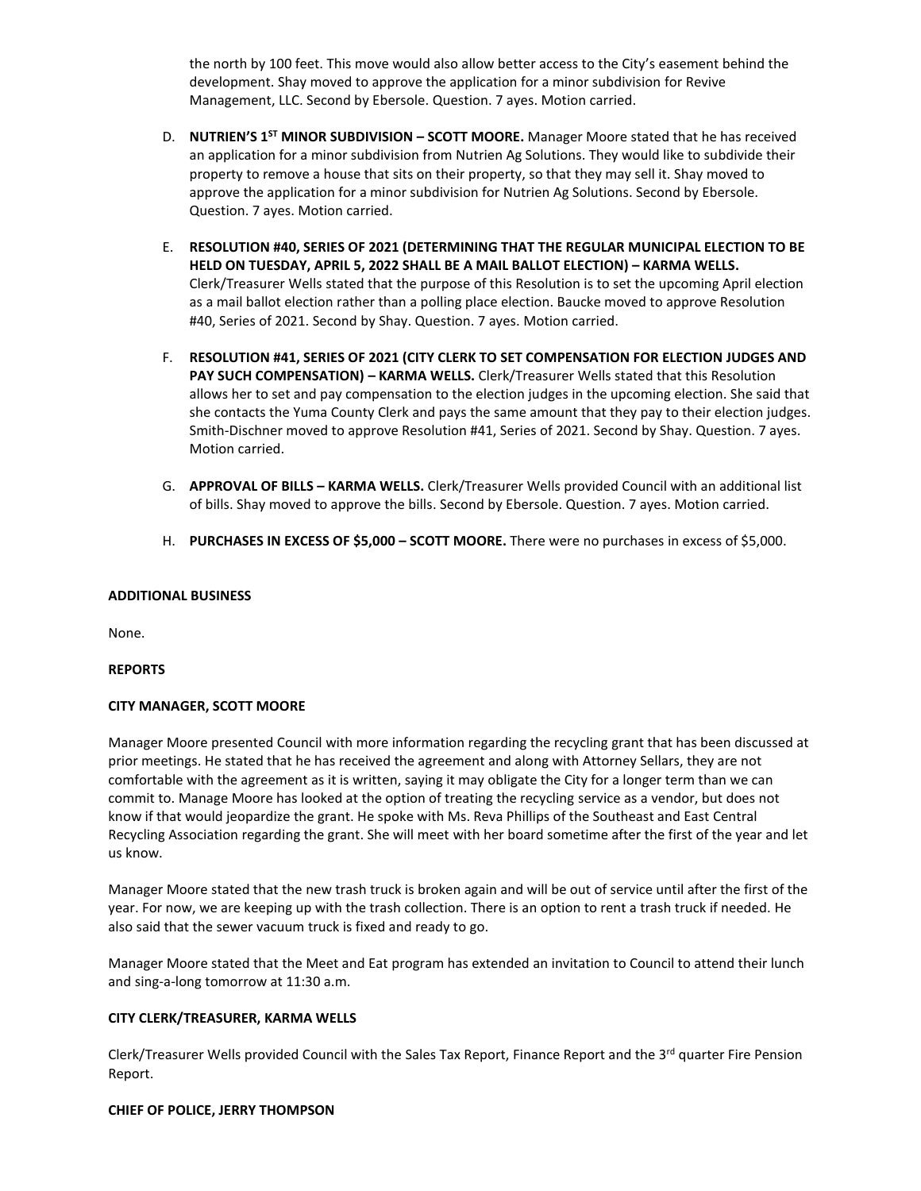the north by 100 feet. This move would also allow better access to the City's easement behind the development. Shay moved to approve the application for a minor subdivision for Revive Management, LLC. Second by Ebersole. Question. 7 ayes. Motion carried.

D. **NUTRIEN'S 1ST MINOR SUBDIVISION – SCOTT MOORE.** Manager Moore stated that he has received an application for a minor subdivision from Nutrien Ag Solutions. They would like to subdivide their property to remove a house that sits on their property, so that they may sell it. Shay moved to approve the application for a minor subdivision for Nutrien Ag Solutions. Second by Ebersole. Question. 7 ayes. Motion carried.

E. **RESOLUTION #40, SERIES OF 2021 (DETERMINING THAT THE REGULAR MUNICIPAL ELECTION TO BE HELD ON TUESDAY, APRIL 5, 2022 SHALL BE A MAIL BALLOT ELECTION) – KARMA WELLS.** Clerk/Treasurer Wells stated that the purpose of this Resolution is to set the upcoming April election as a mail ballot election rather than a polling place election. Baucke moved to approve Resolution #40, Series of 2021. Second by Shay. Question. 7 ayes. Motion carried.

F. **RESOLUTION #41, SERIES OF 2021 (CITY CLERK TO SET COMPENSATION FOR ELECTION JUDGES AND PAY SUCH COMPENSATION) – KARMA WELLS.** Clerk/Treasurer Wells stated that this Resolution allows her to set and pay compensation to the election judges in the upcoming election. She said that she contacts the Yuma County Clerk and pays the same amount that they pay to their election judges. Smith-Dischner moved to approve Resolution #41, Series of 2021. Second by Shay. Question. 7 ayes. Motion carried.

G. **APPROVAL OF BILLS – KARMA WELLS.** Clerk/Treasurer Wells provided Council with an additional list of bills. Shay moved to approve the bills. Second by Ebersole. Question. 7 ayes. Motion carried.

H. **PURCHASES IN EXCESS OF $5,000 – SCOTT MOORE.** There were no purchases in excess of $5,000.

**ADDITIONAL BUSINESS**

None.

**REPORTS**

**CITY MANAGER, SCOTT MOORE**

Manager Moore presented Council with more information regarding the recycling grant that has been discussed at prior meetings. He stated that he has received the agreement and along with Attorney Sellars, they are not comfortable with the agreement as it is written, saying it may obligate the City for a longer term than we can commit to. Manage Moore has looked at the option of treating the recycling service as a vendor, but does not know if that would jeopardize the grant. He spoke with Ms. Reva Phillips of the Southeast and East Central Recycling Association regarding the grant. She will meet with her board sometime after the first of the year and let us know.

Manager Moore stated that the new trash truck is broken again and will be out of service until after the first of the year. For now, we are keeping up with the trash collection. There is an option to rent a trash truck if needed. He also said that the sewer vacuum truck is fixed and ready to go.

Manager Moore stated that the Meet and Eat program has extended an invitation to Council to attend their lunch and sing-a-long tomorrow at 11:30 a.m.

**CITY CLERK/TREASURER, KARMA WELLS**

Clerk/Treasurer Wells provided Council with the Sales Tax Report, Finance Report and the 3rd quarter Fire Pension Report.

**CHIEF OF POLICE, JERRY THOMPSON**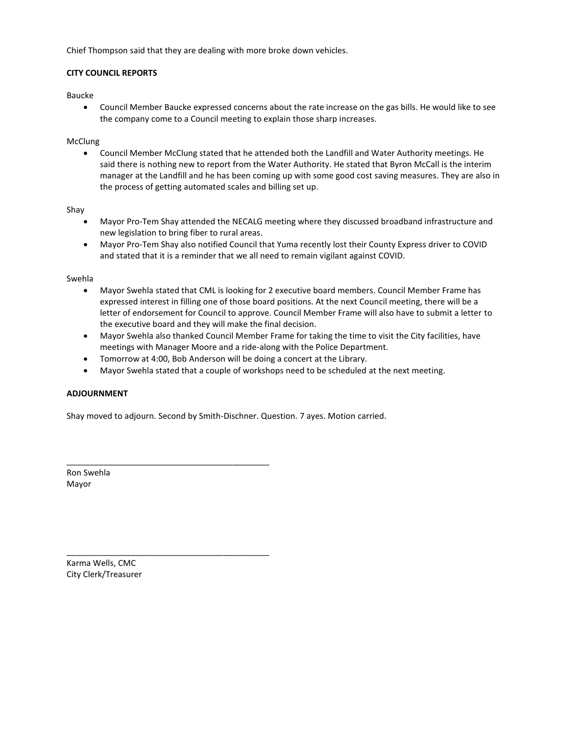Chief Thompson said that they are dealing with more broke down vehicles.

**CITY COUNCIL REPORTS**

Baucke

- Council Member Baucke expressed concerns about the rate increase on the gas bills. He would like to see the company come to a Council meeting to explain those sharp increases.

McClung

- Council Member McClung stated that he attended both the Landfill and Water Authority meetings. He said there is nothing new to report from the Water Authority. He stated that Byron McCall is the interim manager at the Landfill and he has been coming up with some good cost saving measures. They are also in the process of getting automated scales and billing set up.

Shay

- Mayor Pro-Tem Shay attended the NECALG meeting where they discussed broadband infrastructure and new legislation to bring fiber to rural areas.
- Mayor Pro-Tem Shay also notified Council that Yuma recently lost their County Express driver to COVID and stated that it is a reminder that we all need to remain vigilant against COVID.

Swehla

- Mayor Swehla stated that CML is looking for 2 executive board members. Council Member Frame has expressed interest in filling one of those board positions. At the next Council meeting, there will be a letter of endorsement for Council to approve. Council Member Frame will also have to submit a letter to the executive board and they will make the final decision.
- Mayor Swehla also thanked Council Member Frame for taking the time to visit the City facilities, have meetings with Manager Moore and a ride-along with the Police Department.
- Tomorrow at 4:00, Bob Anderson will be doing a concert at the Library.
- Mayor Swehla stated that a couple of workshops need to be scheduled at the next meeting.

**ADJOURNMENT**

Shay moved to adjourn. Second by Smith-Dischner. Question. 7 ayes. Motion carried.

\_\_\_\_\_\_\_\_\_\_\_\_\_\_\_\_\_\_\_\_\_\_\_\_\_\_\_\_\_\_\_\_\_\_\_\_\_\_\_\_\_\_\_\_

Ron Swehla
Mayor

\_\_\_\_\_\_\_\_\_\_\_\_\_\_\_\_\_\_\_\_\_\_\_\_\_\_\_\_\_\_\_\_\_\_\_\_\_\_\_\_\_\_\_\_

Karma Wells, CMC
City Clerk/Treasurer